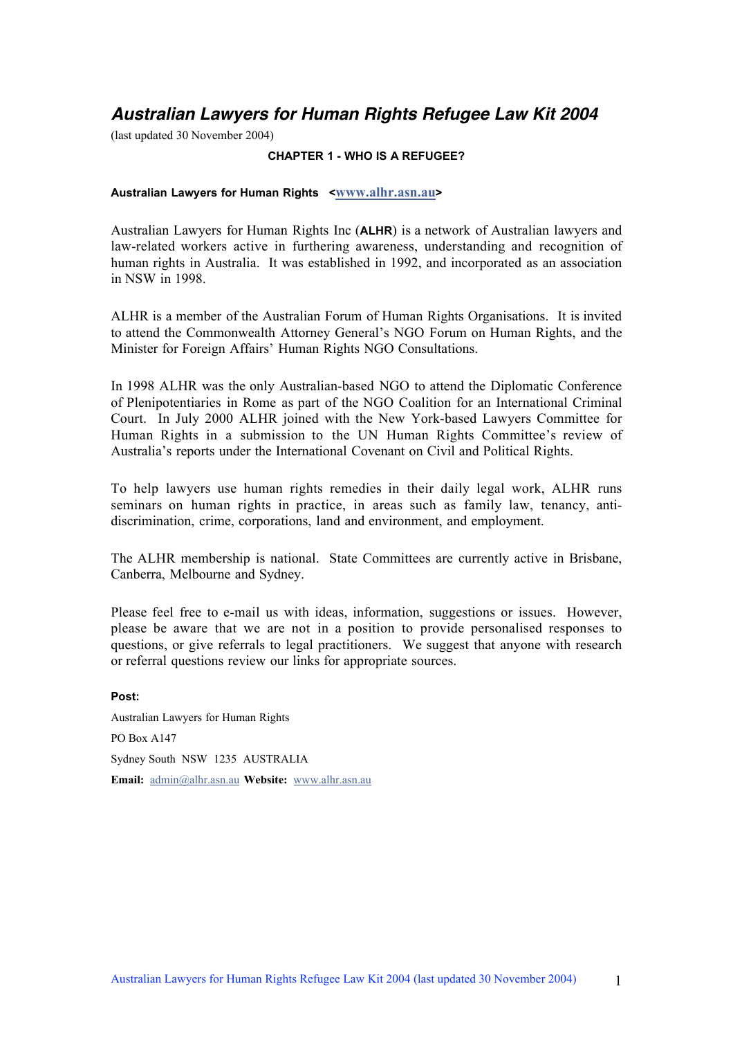# *Australian Lawyers for Human Rights Refugee Law Kit 2004*

(last updated 30 November 2004)

## CHAPTER 1 - WHO IS A REFUGEE?

**Australian Lawyers for Human Rights <www.alhr.asn.au>**

Australian Lawyers for Human Rights Inc (**ALHR**) is a network of Australian lawyers and law-related workers active in furthering awareness, understanding and recognition of human rights in Australia. It was established in 1992, and incorporated as an association in NSW in 1998.

ALHR is a member of the Australian Forum of Human Rights Organisations. It is invited to attend the Commonwealth Attorney General's NGO Forum on Human Rights, and the Minister for Foreign Affairs' Human Rights NGO Consultations.

In 1998 ALHR was the only Australian-based NGO to attend the Diplomatic Conference of Plenipotentiaries in Rome as part of the NGO Coalition for an International Criminal Court. In July 2000 ALHR joined with the New York-based Lawyers Committee for Human Rights in a submission to the UN Human Rights Committee's review of Australia's reports under the International Covenant on Civil and Political Rights.

To help lawyers use human rights remedies in their daily legal work, ALHR runs seminars on human rights in practice, in areas such as family law, tenancy, anti-discrimination, crime, corporations, land and environment, and employment.

The ALHR membership is national. State Committees are currently active in Brisbane, Canberra, Melbourne and Sydney.

Please feel free to e-mail us with ideas, information, suggestions or issues. However, please be aware that we are not in a position to provide personalised responses to questions, or give referrals to legal practitioners. We suggest that anyone with research or referral questions review our links for appropriate sources.

**Post:**

Australian Lawyers for Human Rights

PO Box A147

Sydney South NSW 1235 AUSTRALIA

**Email:** admin@alhr.asn.au **Website:** www.alhr.asn.au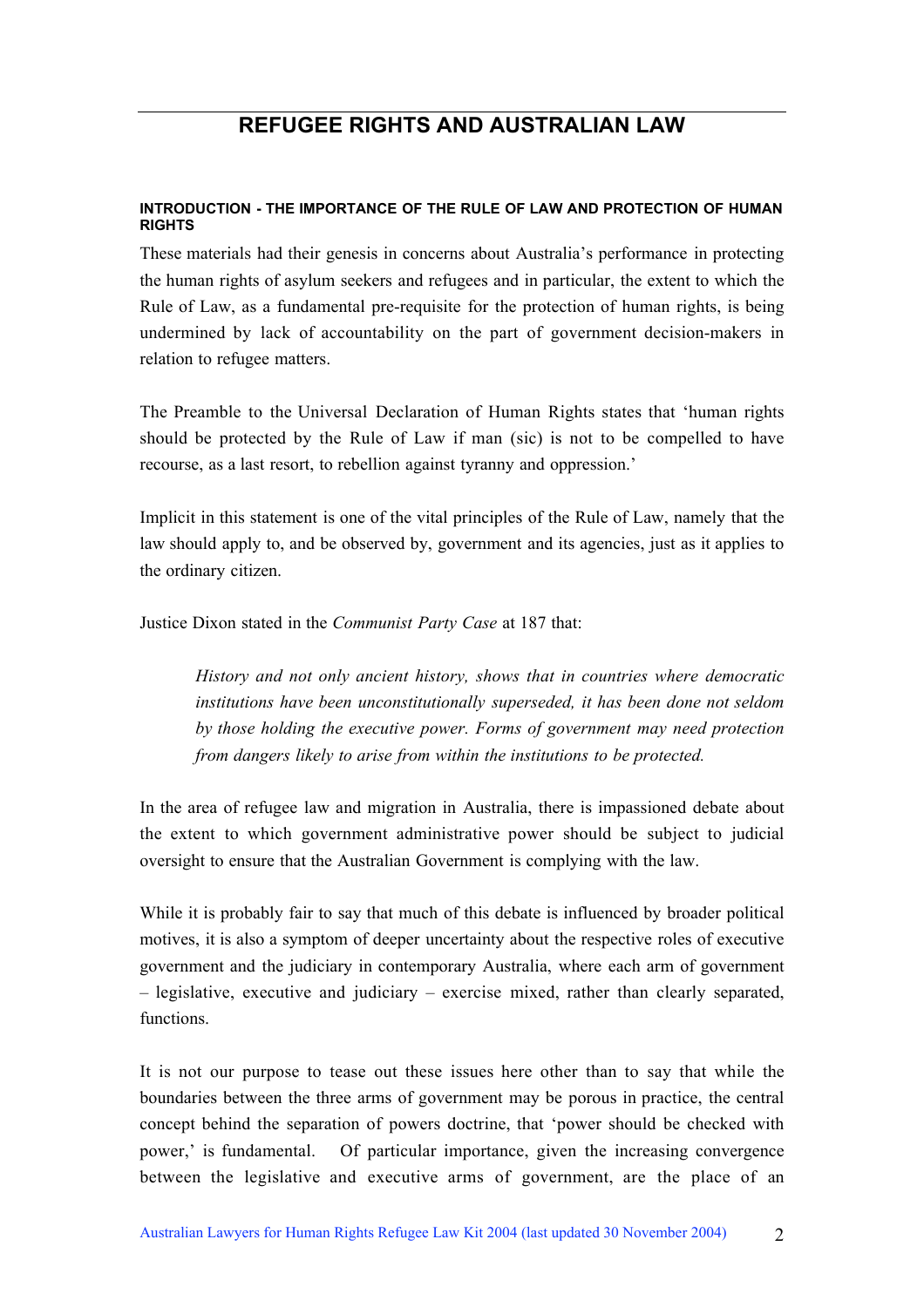# REFUGEE RIGHTS AND AUSTRALIAN LAW

#### INTRODUCTION - THE IMPORTANCE OF THE RULE OF LAW AND PROTECTION OF HUMAN RIGHTS

These materials had their genesis in concerns about Australia's performance in protecting the human rights of asylum seekers and refugees and in particular, the extent to which the Rule of Law, as a fundamental pre-requisite for the protection of human rights, is being undermined by lack of accountability on the part of government decision-makers in relation to refugee matters.

The Preamble to the Universal Declaration of Human Rights states that 'human rights should be protected by the Rule of Law if man (sic) is not to be compelled to have recourse, as a last resort, to rebellion against tyranny and oppression.'

Implicit in this statement is one of the vital principles of the Rule of Law, namely that the law should apply to, and be observed by, government and its agencies, just as it applies to the ordinary citizen.

Justice Dixon stated in the *Communist Party Case* at 187 that:

> *History and not only ancient history, shows that in countries where democratic institutions have been unconstitutionally superseded, it has been done not seldom by those holding the executive power. Forms of government may need protection from dangers likely to arise from within the institutions to be protected.*

In the area of refugee law and migration in Australia, there is impassioned debate about the extent to which government administrative power should be subject to judicial oversight to ensure that the Australian Government is complying with the law.

While it is probably fair to say that much of this debate is influenced by broader political motives, it is also a symptom of deeper uncertainty about the respective roles of executive government and the judiciary in contemporary Australia, where each arm of government – legislative, executive and judiciary – exercise mixed, rather than clearly separated, functions.

It is not our purpose to tease out these issues here other than to say that while the boundaries between the three arms of government may be porous in practice, the central concept behind the separation of powers doctrine, that 'power should be checked with power,' is fundamental. Of particular importance, given the increasing convergence between the legislative and executive arms of government, are the place of an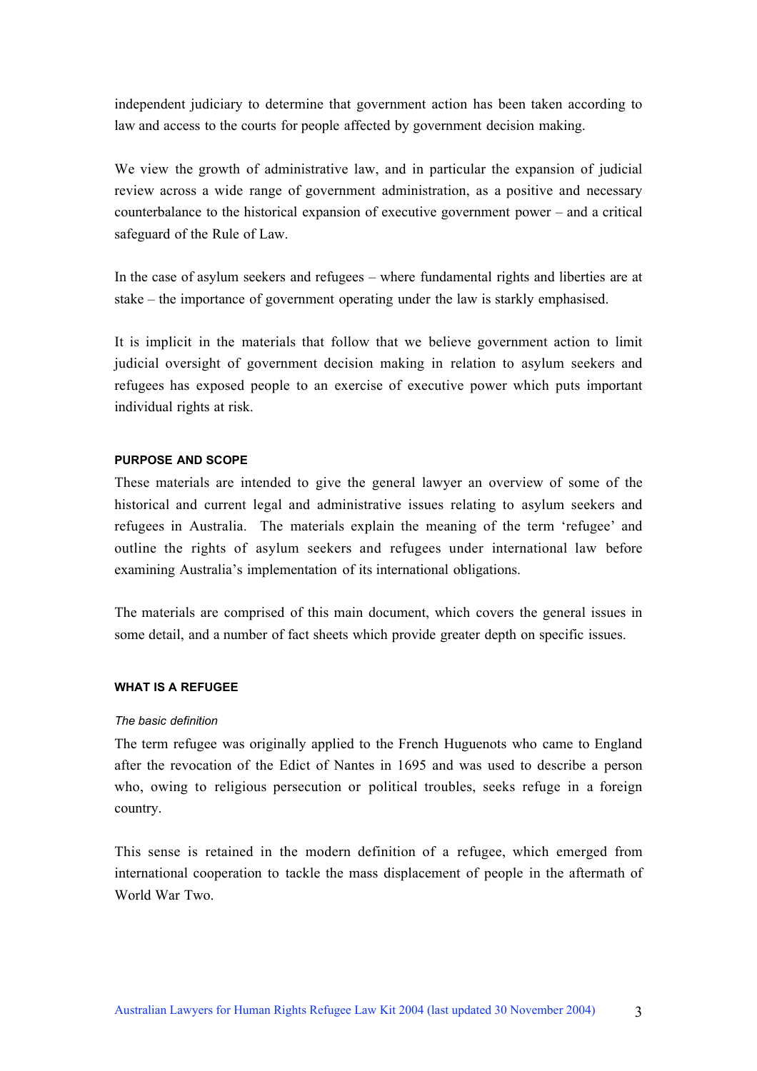independent judiciary to determine that government action has been taken according to law and access to the courts for people affected by government decision making.

We view the growth of administrative law, and in particular the expansion of judicial review across a wide range of government administration, as a positive and necessary counterbalance to the historical expansion of executive government power – and a critical safeguard of the Rule of Law.

In the case of asylum seekers and refugees – where fundamental rights and liberties are at stake – the importance of government operating under the law is starkly emphasised.

It is implicit in the materials that follow that we believe government action to limit judicial oversight of government decision making in relation to asylum seekers and refugees has exposed people to an exercise of executive power which puts important individual rights at risk.

## PURPOSE AND SCOPE

These materials are intended to give the general lawyer an overview of some of the historical and current legal and administrative issues relating to asylum seekers and refugees in Australia. The materials explain the meaning of the term 'refugee' and outline the rights of asylum seekers and refugees under international law before examining Australia's implementation of its international obligations.

The materials are comprised of this main document, which covers the general issues in some detail, and a number of fact sheets which provide greater depth on specific issues.

## WHAT IS A REFUGEE

### *The basic definition*

The term refugee was originally applied to the French Huguenots who came to England after the revocation of the Edict of Nantes in 1695 and was used to describe a person who, owing to religious persecution or political troubles, seeks refuge in a foreign country.

This sense is retained in the modern definition of a refugee, which emerged from international cooperation to tackle the mass displacement of people in the aftermath of World War Two.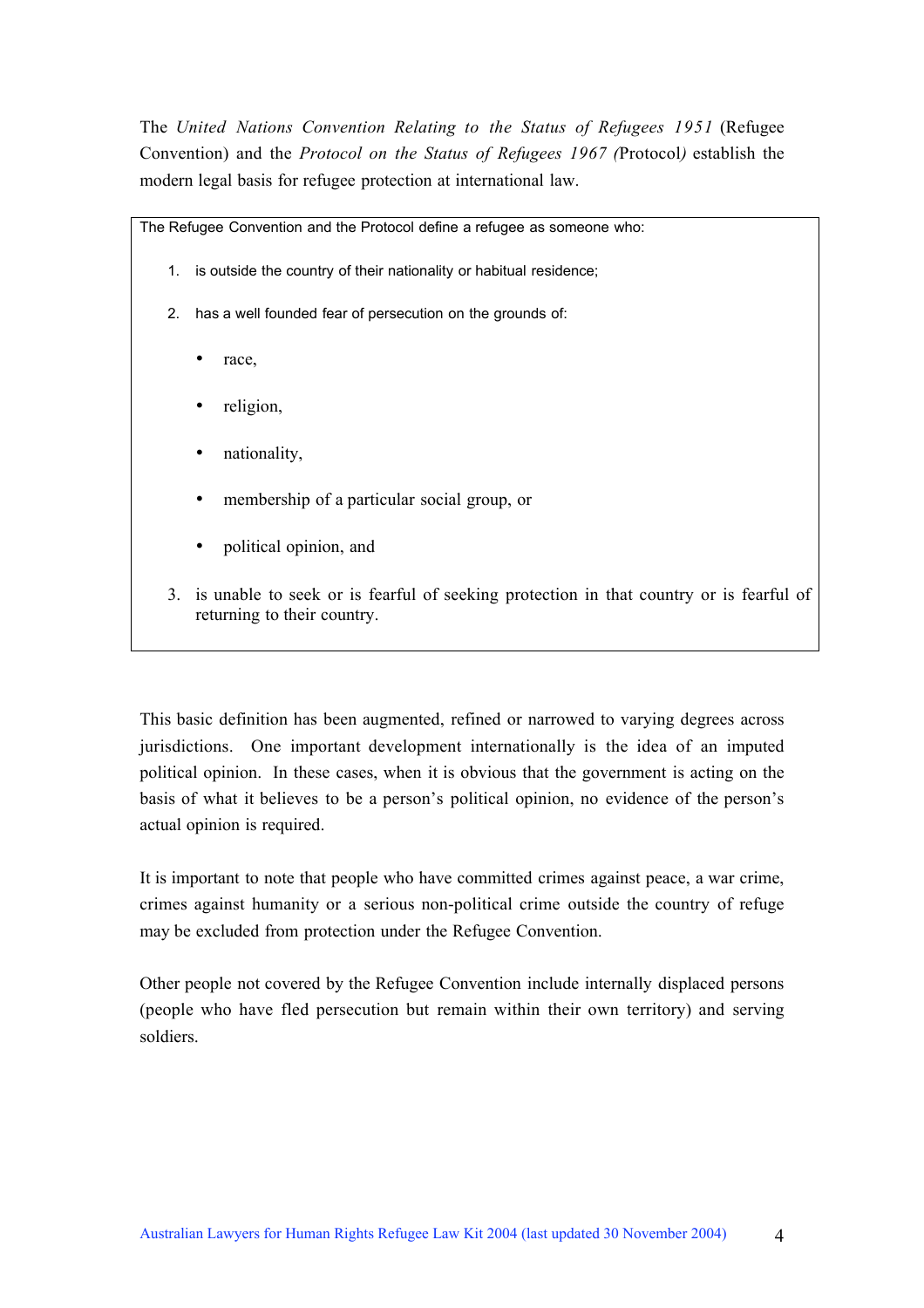The *United Nations Convention Relating to the Status of Refugees 1951* (Refugee Convention) and the *Protocol on the Status of Refugees 1967 (*Protocol*)* establish the modern legal basis for refugee protection at international law.

> The Refugee Convention and the Protocol define a refugee as someone who:
>
> 1. is outside the country of their nationality or habitual residence;
> 2. has a well founded fear of persecution on the grounds of:
>    - race,
>    - religion,
>    - nationality,
>    - membership of a particular social group, or
>    - political opinion, and
> 3. is unable to seek or is fearful of seeking protection in that country or is fearful of returning to their country.

This basic definition has been augmented, refined or narrowed to varying degrees across jurisdictions. One important development internationally is the idea of an imputed political opinion. In these cases, when it is obvious that the government is acting on the basis of what it believes to be a person's political opinion, no evidence of the person's actual opinion is required.

It is important to note that people who have committed crimes against peace, a war crime, crimes against humanity or a serious non-political crime outside the country of refuge may be excluded from protection under the Refugee Convention.

Other people not covered by the Refugee Convention include internally displaced persons (people who have fled persecution but remain within their own territory) and serving soldiers.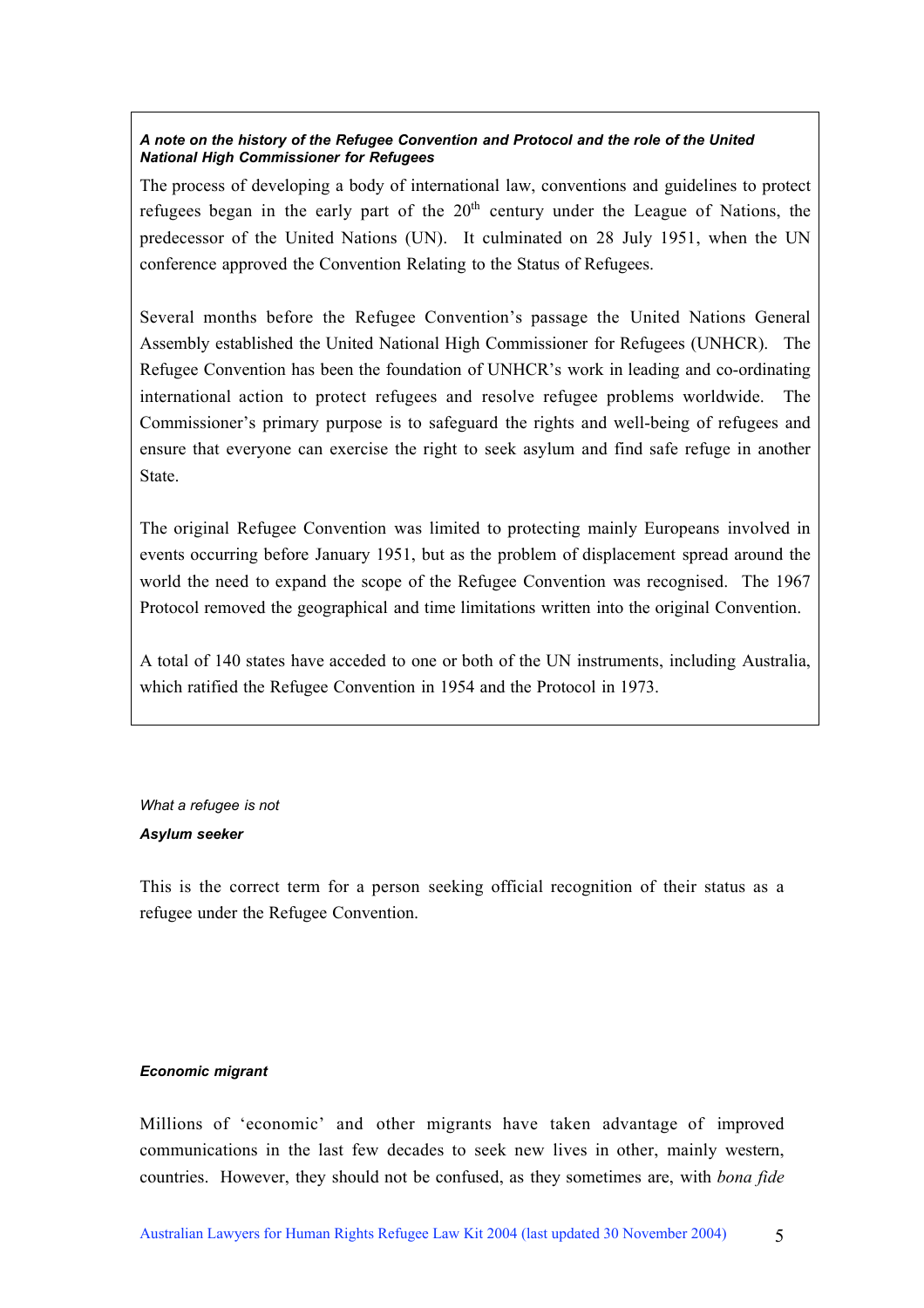***A note on the history of the Refugee Convention and Protocol and the role of the United National High Commissioner for Refugees***

The process of developing a body of international law, conventions and guidelines to protect refugees began in the early part of the 20th century under the League of Nations, the predecessor of the United Nations (UN). It culminated on 28 July 1951, when the UN conference approved the Convention Relating to the Status of Refugees.

Several months before the Refugee Convention's passage the United Nations General Assembly established the United National High Commissioner for Refugees (UNHCR). The Refugee Convention has been the foundation of UNHCR's work in leading and co-ordinating international action to protect refugees and resolve refugee problems worldwide. The Commissioner's primary purpose is to safeguard the rights and well-being of refugees and ensure that everyone can exercise the right to seek asylum and find safe refuge in another State.

The original Refugee Convention was limited to protecting mainly Europeans involved in events occurring before January 1951, but as the problem of displacement spread around the world the need to expand the scope of the Refugee Convention was recognised. The 1967 Protocol removed the geographical and time limitations written into the original Convention.

A total of 140 states have acceded to one or both of the UN instruments, including Australia, which ratified the Refugee Convention in 1954 and the Protocol in 1973.

*What a refugee is not*

***Asylum seeker***

This is the correct term for a person seeking official recognition of their status as a refugee under the Refugee Convention.

***Economic migrant***

Millions of 'economic' and other migrants have taken advantage of improved communications in the last few decades to seek new lives in other, mainly western, countries. However, they should not be confused, as they sometimes are, with *bona fide*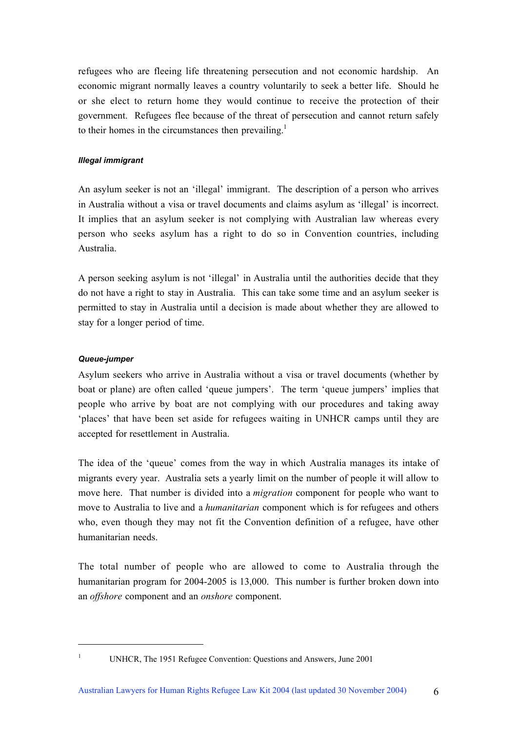refugees who are fleeing life threatening persecution and not economic hardship. An economic migrant normally leaves a country voluntarily to seek a better life. Should he or she elect to return home they would continue to receive the protection of their government. Refugees flee because of the threat of persecution and cannot return safely to their homes in the circumstances then prevailing.[1]

#### ***Illegal immigrant***

An asylum seeker is not an 'illegal' immigrant. The description of a person who arrives in Australia without a visa or travel documents and claims asylum as 'illegal' is incorrect. It implies that an asylum seeker is not complying with Australian law whereas every person who seeks asylum has a right to do so in Convention countries, including Australia.

A person seeking asylum is not 'illegal' in Australia until the authorities decide that they do not have a right to stay in Australia. This can take some time and an asylum seeker is permitted to stay in Australia until a decision is made about whether they are allowed to stay for a longer period of time.

#### ***Queue-jumper***

Asylum seekers who arrive in Australia without a visa or travel documents (whether by boat or plane) are often called 'queue jumpers'. The term 'queue jumpers' implies that people who arrive by boat are not complying with our procedures and taking away 'places' that have been set aside for refugees waiting in UNHCR camps until they are accepted for resettlement in Australia.

The idea of the 'queue' comes from the way in which Australia manages its intake of migrants every year. Australia sets a yearly limit on the number of people it will allow to move here. That number is divided into a *migration* component for people who want to move to Australia to live and a *humanitarian* component which is for refugees and others who, even though they may not fit the Convention definition of a refugee, have other humanitarian needs.

The total number of people who are allowed to come to Australia through the humanitarian program for 2004-2005 is 13,000. This number is further broken down into an *offshore* component and an *onshore* component.

---

[1] UNHCR, The 1951 Refugee Convention: Questions and Answers, June 2001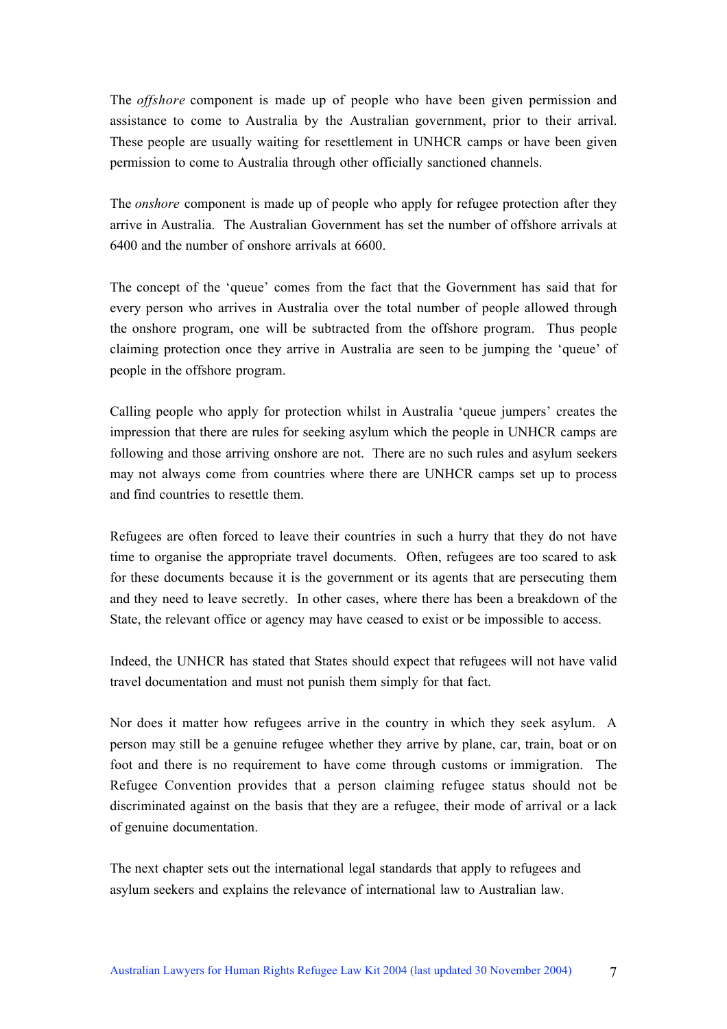The *offshore* component is made up of people who have been given permission and assistance to come to Australia by the Australian government, prior to their arrival. These people are usually waiting for resettlement in UNHCR camps or have been given permission to come to Australia through other officially sanctioned channels.

The *onshore* component is made up of people who apply for refugee protection after they arrive in Australia. The Australian Government has set the number of offshore arrivals at 6400 and the number of onshore arrivals at 6600.

The concept of the 'queue' comes from the fact that the Government has said that for every person who arrives in Australia over the total number of people allowed through the onshore program, one will be subtracted from the offshore program. Thus people claiming protection once they arrive in Australia are seen to be jumping the 'queue' of people in the offshore program.

Calling people who apply for protection whilst in Australia 'queue jumpers' creates the impression that there are rules for seeking asylum which the people in UNHCR camps are following and those arriving onshore are not. There are no such rules and asylum seekers may not always come from countries where there are UNHCR camps set up to process and find countries to resettle them.

Refugees are often forced to leave their countries in such a hurry that they do not have time to organise the appropriate travel documents. Often, refugees are too scared to ask for these documents because it is the government or its agents that are persecuting them and they need to leave secretly. In other cases, where there has been a breakdown of the State, the relevant office or agency may have ceased to exist or be impossible to access.

Indeed, the UNHCR has stated that States should expect that refugees will not have valid travel documentation and must not punish them simply for that fact.

Nor does it matter how refugees arrive in the country in which they seek asylum. A person may still be a genuine refugee whether they arrive by plane, car, train, boat or on foot and there is no requirement to have come through customs or immigration. The Refugee Convention provides that a person claiming refugee status should not be discriminated against on the basis that they are a refugee, their mode of arrival or a lack of genuine documentation.

The next chapter sets out the international legal standards that apply to refugees and asylum seekers and explains the relevance of international law to Australian law.